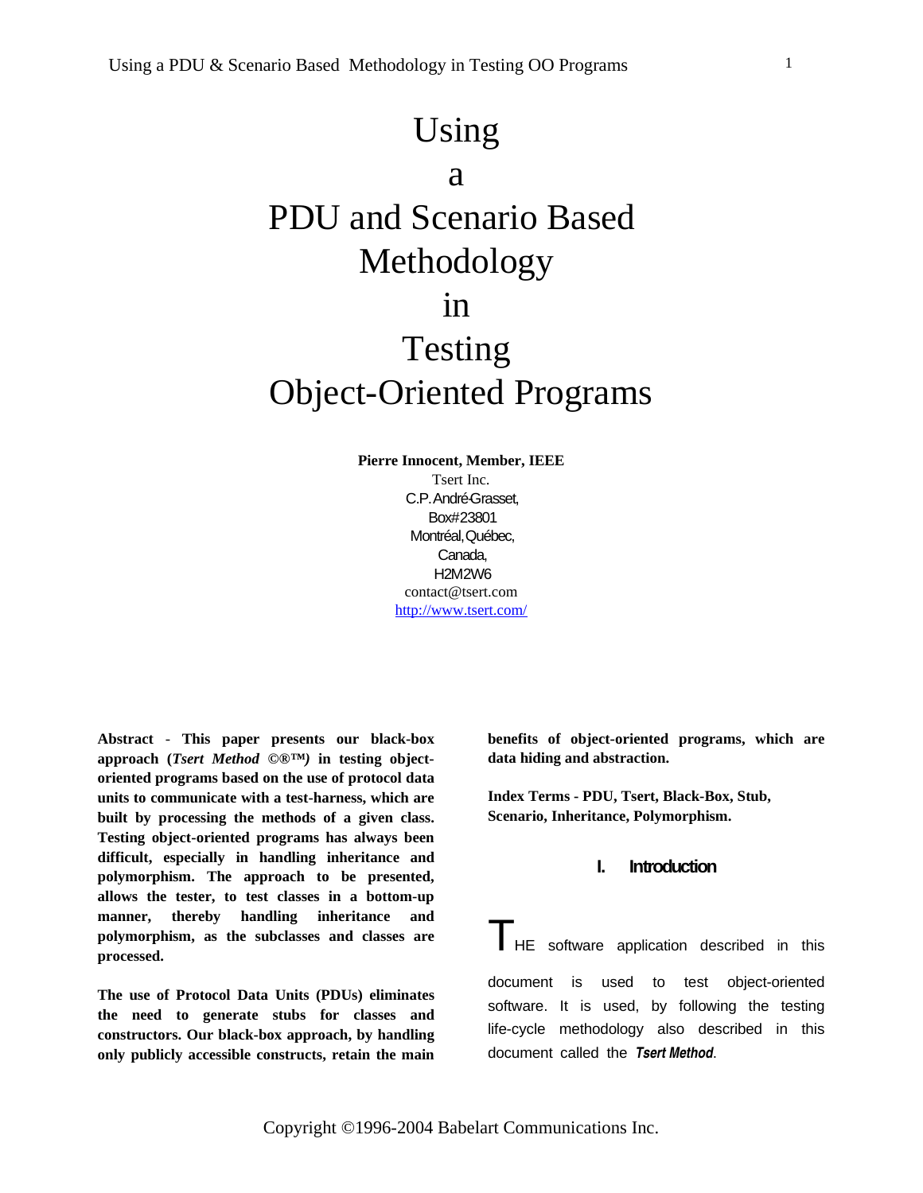# Using a PDU and Scenario Based Methodology in Testing Object-Oriented Programs

**Pierre Innocent, Member, IEEE**
Tsert Inc.
C.P. André-Grasset,
Box# 23801
Montréal, Québec,
Canada,
H2M2W6
contact@tsert.com
http://www.tsert.com/

**Abstract - This paper presents our black-box approach (*Tsert Method ©®™*) in testing object-oriented programs based on the use of protocol data units to communicate with a test-harness, which are built by processing the methods of a given class. Testing object-oriented programs has always been difficult, especially in handling inheritance and polymorphism. The approach to be presented, allows the tester, to test classes in a bottom-up manner, thereby handling inheritance and polymorphism, as the subclasses and classes are processed.**

**The use of Protocol Data Units (PDUs) eliminates the need to generate stubs for classes and constructors. Our black-box approach, by handling only publicly accessible constructs, retain the main benefits of object-oriented programs, which are data hiding and abstraction.**

**Index Terms - PDU, Tsert, Black-Box, Stub, Scenario, Inheritance, Polymorphism.**

## I. Introduction

THE software application described in this document is used to test object-oriented software. It is used, by following the testing life-cycle methodology also described in this document called the ***Tsert Method***.

Copyright ©1996-2004 Babelart Communications Inc.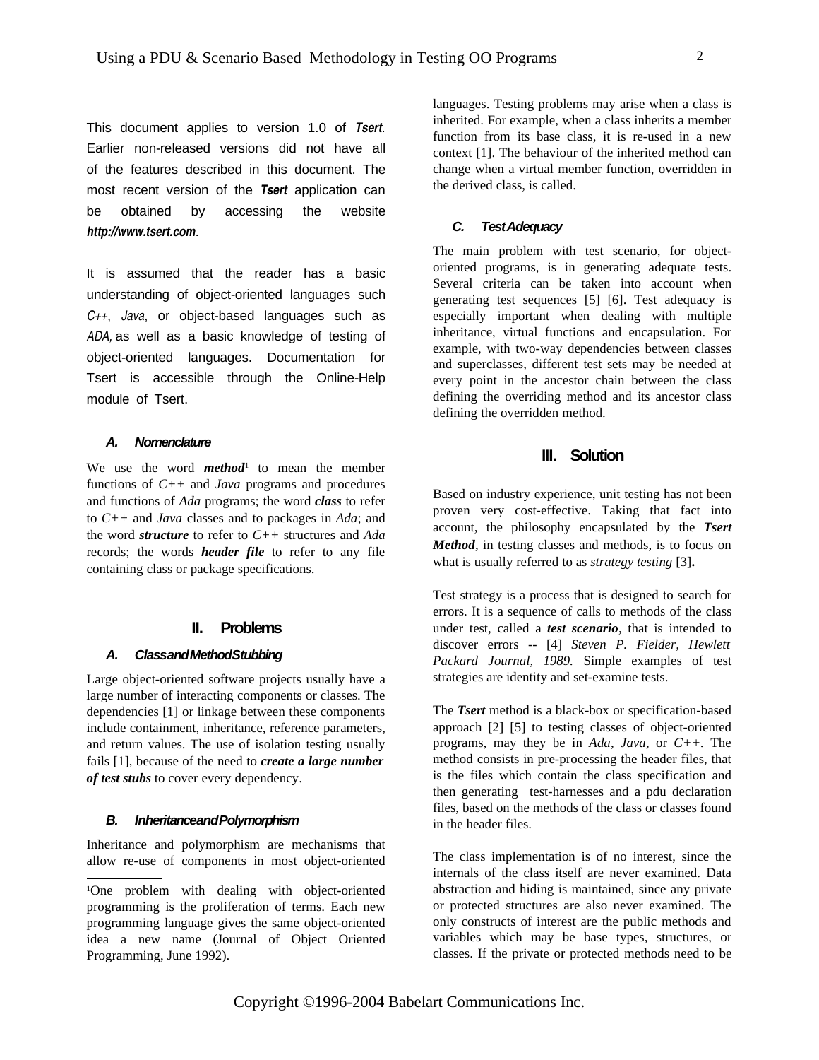This document applies to version 1.0 of ***Tsert***. Earlier non-released versions did not have all of the features described in this document. The most recent version of the ***Tsert*** application can be obtained by accessing the website ***http://www.tsert.com***.

It is assumed that the reader has a basic understanding of object-oriented languages such *C++*, *Java*, or object-based languages such as *ADA,* as well as a basic knowledge of testing of object-oriented languages. Documentation for Tsert is accessible through the Online-Help module of Tsert.

### A. Nomenclature

We use the word ***method***[1] to mean the member functions of *C++* and *Java* programs and procedures and functions of *Ada* programs; the word ***class*** to refer to *C++* and *Java* classes and to packages in *Ada*; and the word ***structure*** to refer to *C++* structures and *Ada* records; the words ***header file*** to refer to any file containing class or package specifications.

## II. Problems

### A. Class and Method Stubbing

Large object-oriented software projects usually have a large number of interacting components or classes. The dependencies [1] or linkage between these components include containment, inheritance, reference parameters, and return values. The use of isolation testing usually fails [1], because of the need to ***create a large number of test stubs*** to cover every dependency.

### B. Inheritance and Polymorphism

Inheritance and polymorphism are mechanisms that allow re-use of components in most object-oriented languages. Testing problems may arise when a class is inherited. For example, when a class inherits a member function from its base class, it is re-used in a new context [1]. The behaviour of the inherited method can change when a virtual member function, overridden in the derived class, is called.

### C. Test Adequacy

The main problem with test scenario, for object-oriented programs, is in generating adequate tests. Several criteria can be taken into account when generating test sequences [5] [6]. Test adequacy is especially important when dealing with multiple inheritance, virtual functions and encapsulation. For example, with two-way dependencies between classes and superclasses, different test sets may be needed at every point in the ancestor chain between the class defining the overriding method and its ancestor class defining the overridden method.

## III. Solution

Based on industry experience, unit testing has not been proven very cost-effective. Taking that fact into account, the philosophy encapsulated by the ***Tsert Method***, in testing classes and methods, is to focus on what is usually referred to as *strategy testing* [3]**.**

Test strategy is a process that is designed to search for errors. It is a sequence of calls to methods of the class under test, called a ***test scenario***, that is intended to discover errors -- [4] *Steven P. Fielder, Hewlett Packard Journal, 1989.* Simple examples of test strategies are identity and set-examine tests.

The ***Tsert*** method is a black-box or specification-based approach [2] [5] to testing classes of object-oriented programs, may they be in *Ada*, *Java*, or *C++*. The method consists in pre-processing the header files, that is the files which contain the class specification and then generating test-harnesses and a pdu declaration files, based on the methods of the class or classes found in the header files.

The class implementation is of no interest, since the internals of the class itself are never examined. Data abstraction and hiding is maintained, since any private or protected structures are also never examined. The only constructs of interest are the public methods and variables which may be base types, structures, or classes. If the private or protected methods need to be

[1]One problem with dealing with object-oriented programming is the proliferation of terms. Each new programming language gives the same object-oriented idea a new name (Journal of Object Oriented Programming, June 1992).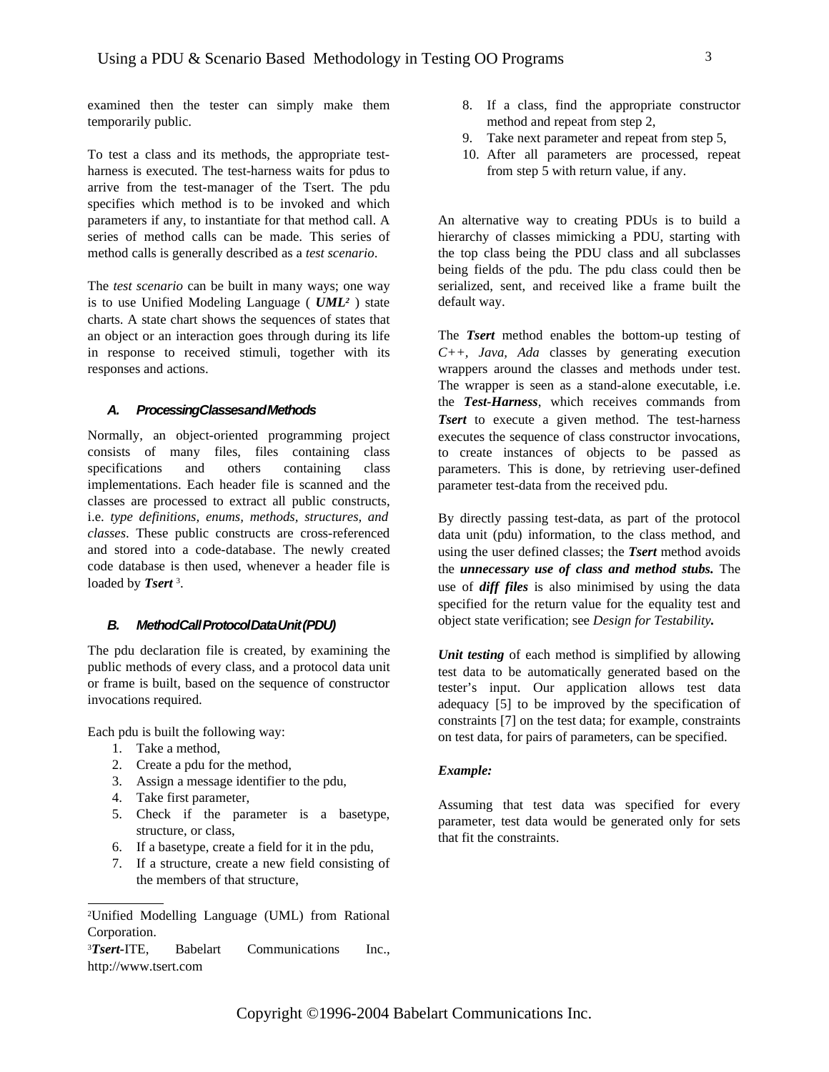examined then the tester can simply make them temporarily public.

To test a class and its methods, the appropriate test-harness is executed. The test-harness waits for pdus to arrive from the test-manager of the Tsert. The pdu specifies which method is to be invoked and which parameters if any, to instantiate for that method call. A series of method calls can be made. This series of method calls is generally described as a *test scenario*.

The *test scenario* can be built in many ways; one way is to use Unified Modeling Language ( ***UML***[2] ) state charts. A state chart shows the sequences of states that an object or an interaction goes through during its life in response to received stimuli, together with its responses and actions.

### A. ProcessingClassesandMethods

Normally, an object-oriented programming project consists of many files, files containing class specifications and others containing class implementations. Each header file is scanned and the classes are processed to extract all public constructs, i.e. *type definitions, enums, methods, structures, and classes*. These public constructs are cross-referenced and stored into a code-database. The newly created code database is then used, whenever a header file is loaded by ***Tsert***[3].

### B. MethodCallProtocolDataUnit(PDU)

The pdu declaration file is created, by examining the public methods of every class, and a protocol data unit or frame is built, based on the sequence of constructor invocations required.

Each pdu is built the following way:

1. Take a method,
2. Create a pdu for the method,
3. Assign a message identifier to the pdu,
4. Take first parameter,
5. Check if the parameter is a basetype, structure, or class,
6. If a basetype, create a field for it in the pdu,
7. If a structure, create a new field consisting of the members of that structure,
8. If a class, find the appropriate constructor method and repeat from step 2,
9. Take next parameter and repeat from step 5,
10. After all parameters are processed, repeat from step 5 with return value, if any.

An alternative way to creating PDUs is to build a hierarchy of classes mimicking a PDU, starting with the top class being the PDU class and all subclasses being fields of the pdu. The pdu class could then be serialized, sent, and received like a frame built the default way.

The ***Tsert*** method enables the bottom-up testing of *C++, Java, Ada* classes by generating execution wrappers around the classes and methods under test. The wrapper is seen as a stand-alone executable, i.e. the ***Test-Harness***, which receives commands from ***Tsert*** to execute a given method. The test-harness executes the sequence of class constructor invocations, to create instances of objects to be passed as parameters. This is done, by retrieving user-defined parameter test-data from the received pdu.

By directly passing test-data, as part of the protocol data unit (pdu) information, to the class method, and using the user defined classes; the ***Tsert*** method avoids the ***unnecessary use of class and method stubs.*** The use of ***diff files*** is also minimised by using the data specified for the return value for the equality test and object state verification; see *Design for Testability*.

***Unit testing*** of each method is simplified by allowing test data to be automatically generated based on the tester's input. Our application allows test data adequacy [5] to be improved by the specification of constraints [7] on the test data; for example, constraints on test data, for pairs of parameters, can be specified.

***Example:***

Assuming that test data was specified for every parameter, test data would be generated only for sets that fit the constraints.

---

[2]Unified Modelling Language (UML) from Rational Corporation.

[3]***Tsert***-ITE, Babelart Communications Inc., http://www.tsert.com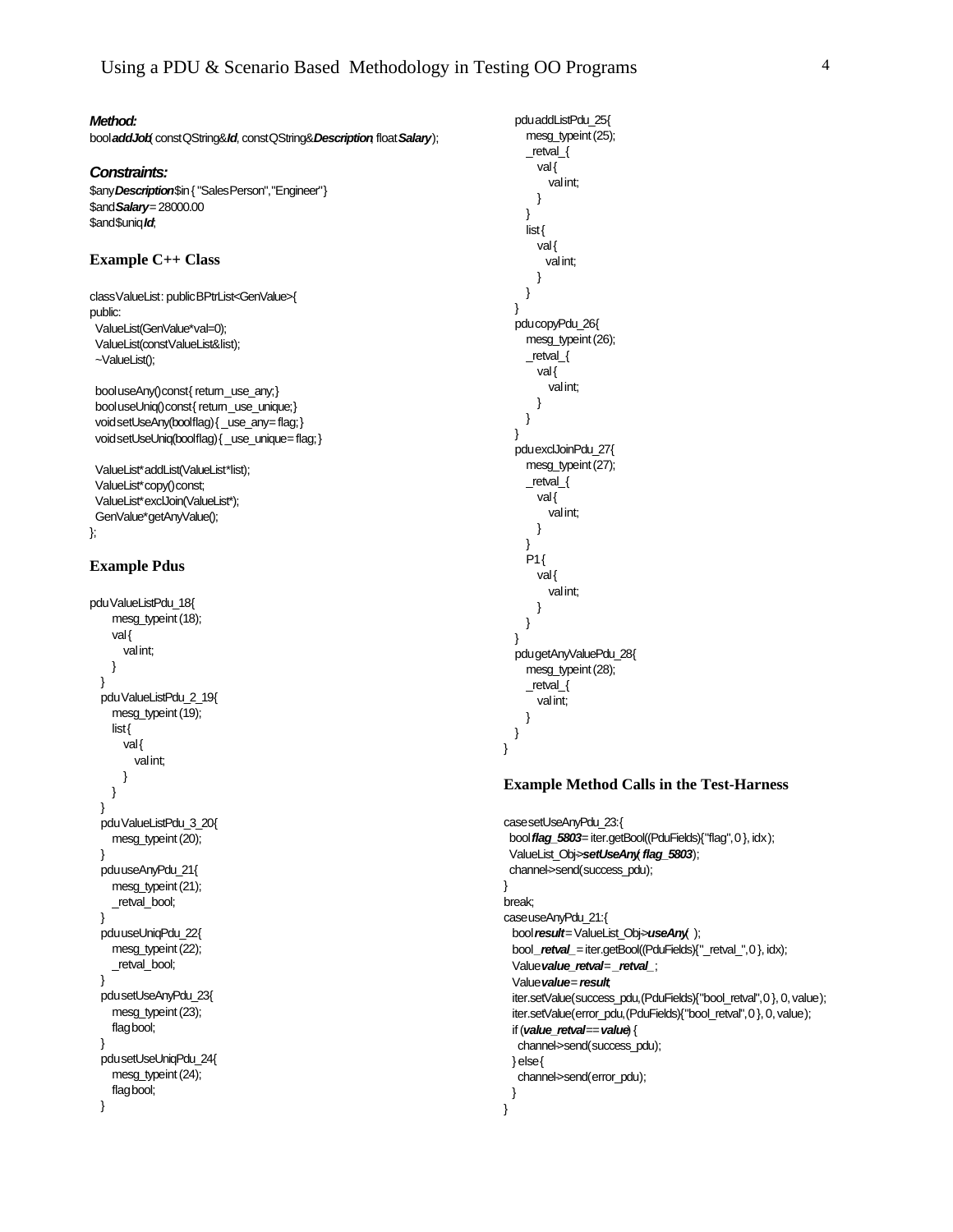***Method:***

```
bool addJob( const QString& Id, const QString& Description, float Salary );
```

***Constraints:***

```
$any Description $in { "Sales Person", "Engineer" }
$and Salary = 28000.00
$and $uniq Id;
```

### Example C++ Class

```
class ValueList : public BPtrList<GenValue> {
public:
  ValueList(GenValue* val=0);
  ValueList(const ValueList& list);
  ~ValueList();

  bool useAny() const { return _use_any; }
  bool useUniq() const { return _use_unique; }
  void setUseAny(bool flag) { _use_any = flag; }
  void setUseUniq(bool flag) { _use_unique = flag; }

  ValueList* addList(ValueList* list);
  ValueList* copy() const;
  ValueList* exclJoin(ValueList*);
  GenValue* getAnyValue();
};
```

### Example Pdus

```
pdu ValueListPdu_18 {
      mesg_type int (18);
      val {
         val int;
      }
   }
   pdu ValueListPdu_2_19 {
      mesg_type int (19);
      list {
         val {
            val int;
         }
      }
   }
   pdu ValueListPdu_3_20 {
      mesg_type int (20);
   }
   pdu useAnyPdu_21 {
      mesg_type int (21);
      _retval_ bool;
   }
   pdu useUniqPdu_22 {
      mesg_type int (22);
      _retval_ bool;
   }
   pdu setUseAnyPdu_23 {
      mesg_type int (23);
      flag bool;
   }
   pdu setUseUniqPdu_24 {
      mesg_type int (24);
      flag bool;
   }
   pdu addListPdu_25 {
      mesg_type int (25);
      _retval_ {
         val {
            val int;
         }
      }
      list {
         val {
            val int;
         }
      }
   }
   pdu copyPdu_26 {
      mesg_type int (26);
      _retval_ {
         val {
            val int;
         }
      }
   }
   pdu exclJoinPdu_27 {
      mesg_type int (27);
      _retval_ {
         val {
            val int;
         }
      }
      P1 {
         val {
            val int;
         }
      }
   }
   pdu getAnyValuePdu_28 {
      mesg_type int (28);
      _retval_ {
         val int;
      }
   }
}
```

### Example Method Calls in the Test-Harness

```
case setUseAnyPdu_23: {
  bool flag_5803 = iter.getBool((PduFields){"flag", 0 }, idx );
  ValueList_Obj->setUseAny( flag_5803 );
  channel->send(success_pdu);
}
break;
case useAnyPdu_21: {
  bool result = ValueList_Obj->useAny( );
  bool _retval_ = iter.getBool((PduFields){"_retval_", 0 }, idx);
  Value value_retval = _retval_;
  Value value = result;
  iter.setValue(success_pdu, (PduFields){"bool_retval", 0 }, 0, value);
  iter.setValue(error_pdu, (PduFields){"bool_retval", 0 }, 0, value);
  if (value_retval == value) {
    channel->send(success_pdu);
  } else {
    channel->send(error_pdu);
  }
}
```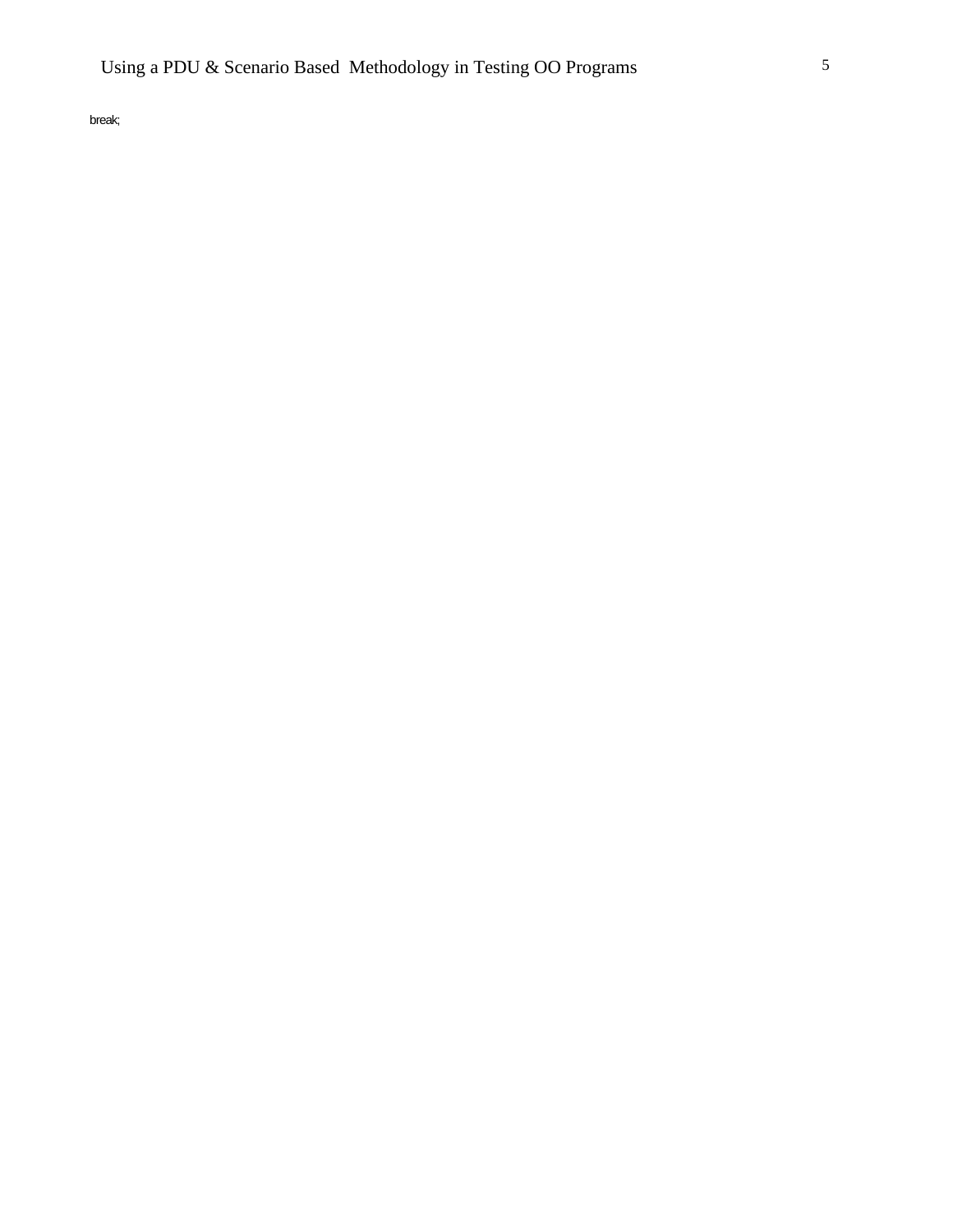```
break;
```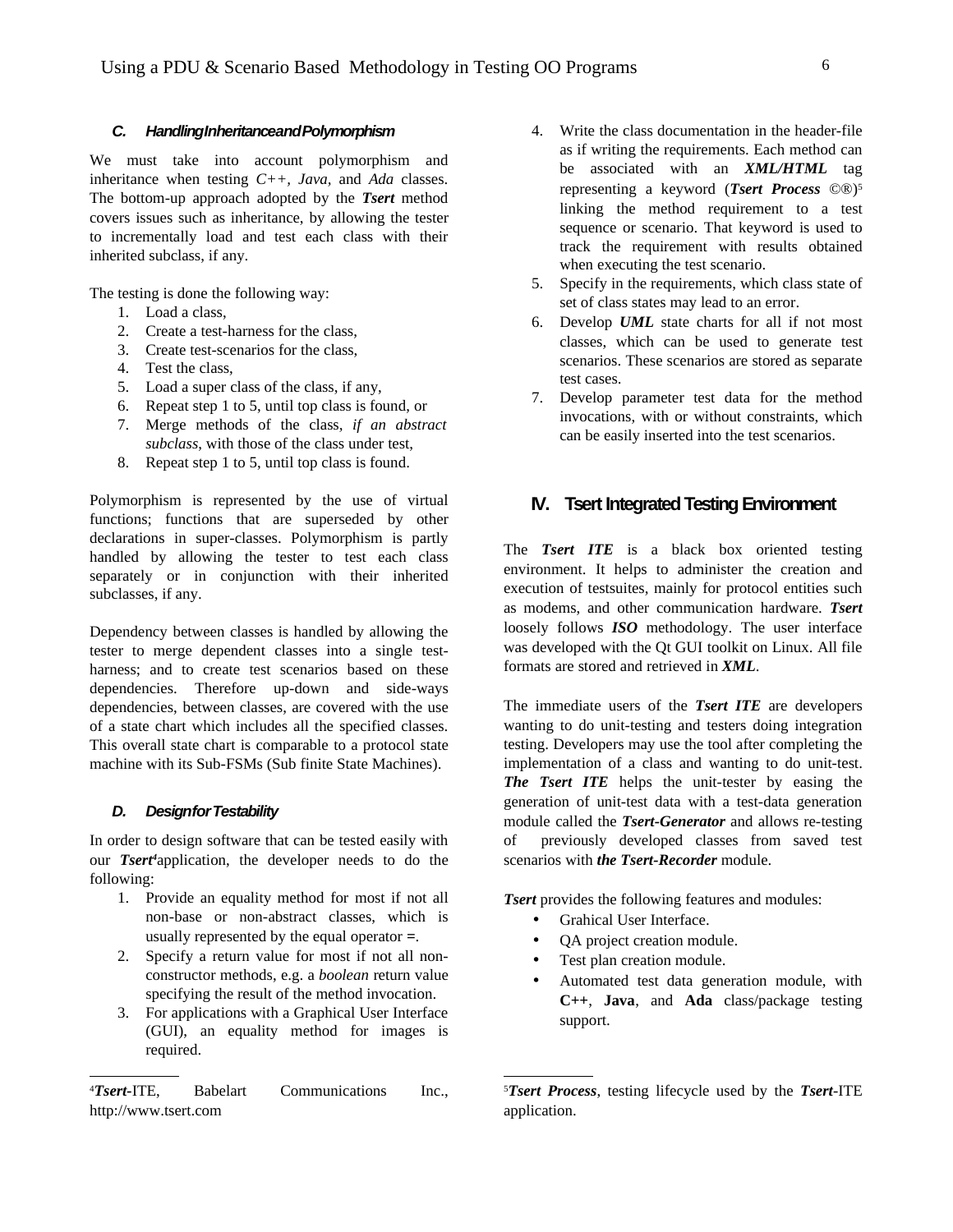### C. Handling Inheritance and Polymorphism

We must take into account polymorphism and inheritance when testing *C++, Java,* and *Ada* classes. The bottom-up approach adopted by the ***Tsert*** method covers issues such as inheritance, by allowing the tester to incrementally load and test each class with their inherited subclass, if any.

The testing is done the following way:

1. Load a class,
2. Create a test-harness for the class,
3. Create test-scenarios for the class,
4. Test the class,
5. Load a super class of the class, if any,
6. Repeat step 1 to 5, until top class is found, or
7. Merge methods of the class, *if an abstract subclass*, with those of the class under test,
8. Repeat step 1 to 5, until top class is found.

Polymorphism is represented by the use of virtual functions; functions that are superseded by other declarations in super-classes. Polymorphism is partly handled by allowing the tester to test each class separately or in conjunction with their inherited subclasses, if any.

Dependency between classes is handled by allowing the tester to merge dependent classes into a single test-harness; and to create test scenarios based on these dependencies. Therefore up-down and side-ways dependencies, between classes, are covered with the use of a state chart which includes all the specified classes. This overall state chart is comparable to a protocol state machine with its Sub-FSMs (Sub finite State Machines).

### D. Design for Testability

In order to design software that can be tested easily with our ***Tsert***[4] application, the developer needs to do the following:

1. Provide an equality method for most if not all non-base or non-abstract classes, which is usually represented by the equal operator **=**.
2. Specify a return value for most if not all non-constructor methods, e.g. a *boolean* return value specifying the result of the method invocation.
3. For applications with a Graphical User Interface (GUI), an equality method for images is required.
4. Write the class documentation in the header-file as if writing the requirements. Each method can be associated with an ***XML/HTML*** tag representing a keyword (***Tsert Process*** ©®)[5] linking the method requirement to a test sequence or scenario. That keyword is used to track the requirement with results obtained when executing the test scenario.
5. Specify in the requirements, which class state of set of class states may lead to an error.
6. Develop ***UML*** state charts for all if not most classes, which can be used to generate test scenarios. These scenarios are stored as separate test cases.
7. Develop parameter test data for the method invocations, with or without constraints, which can be easily inserted into the test scenarios.

## IV. Tsert Integrated Testing Environment

The ***Tsert ITE*** is a black box oriented testing environment. It helps to administer the creation and execution of testsuites, mainly for protocol entities such as modems, and other communication hardware. ***Tsert*** loosely follows ***ISO*** methodology. The user interface was developed with the Qt GUI toolkit on Linux. All file formats are stored and retrieved in ***XML***.

The immediate users of the ***Tsert ITE*** are developers wanting to do unit-testing and testers doing integration testing. Developers may use the tool after completing the implementation of a class and wanting to do unit-test. ***The Tsert ITE*** helps the unit-tester by easing the generation of unit-test data with a test-data generation module called the ***Tsert-Generator*** and allows re-testing of previously developed classes from saved test scenarios with ***the Tsert-Recorder*** module.

***Tsert*** provides the following features and modules:

- Grahical User Interface.
- QA project creation module.
- Test plan creation module.
- Automated test data generation module, with **C++**, **Java**, and **Ada** class/package testing support.

---

[4] ***Tsert***-ITE, Babelart Communications Inc., http://www.tsert.com

[5] ***Tsert Process***, testing lifecycle used by the ***Tsert***-ITE application.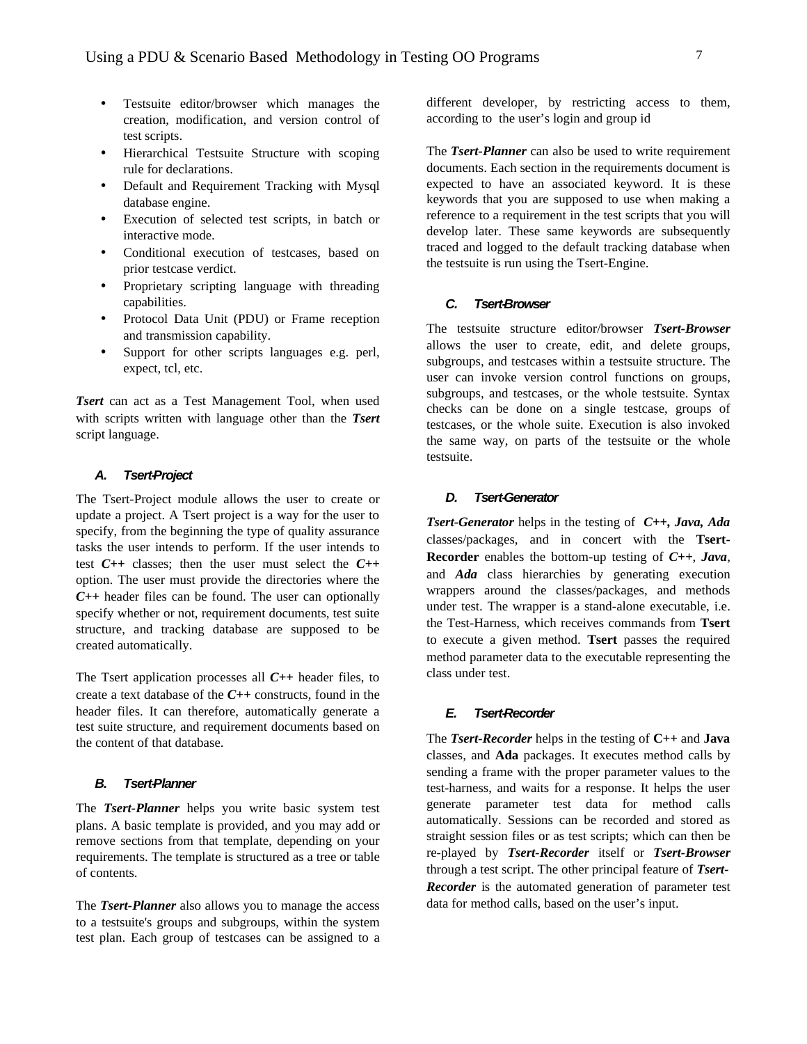- Testsuite editor/browser which manages the creation, modification, and version control of test scripts.
- Hierarchical Testsuite Structure with scoping rule for declarations.
- Default and Requirement Tracking with Mysql database engine.
- Execution of selected test scripts, in batch or interactive mode.
- Conditional execution of testcases, based on prior testcase verdict.
- Proprietary scripting language with threading capabilities.
- Protocol Data Unit (PDU) or Frame reception and transmission capability.
- Support for other scripts languages e.g. perl, expect, tcl, etc.

***Tsert*** can act as a Test Management Tool, when used with scripts written with language other than the ***Tsert*** script language.

### *A. Tsert-Project*

The Tsert-Project module allows the user to create or update a project. A Tsert project is a way for the user to specify, from the beginning the type of quality assurance tasks the user intends to perform. If the user intends to test ***C++*** classes; then the user must select the ***C++*** option. The user must provide the directories where the ***C++*** header files can be found. The user can optionally specify whether or not, requirement documents, test suite structure, and tracking database are supposed to be created automatically.

The Tsert application processes all ***C++*** header files, to create a text database of the ***C++*** constructs, found in the header files. It can therefore, automatically generate a test suite structure, and requirement documents based on the content of that database.

### *B. Tsert-Planner*

The ***Tsert-Planner*** helps you write basic system test plans. A basic template is provided, and you may add or remove sections from that template, depending on your requirements. The template is structured as a tree or table of contents.

The ***Tsert-Planner*** also allows you to manage the access to a testsuite's groups and subgroups, within the system test plan. Each group of testcases can be assigned to a different developer, by restricting access to them, according to the user's login and group id

The ***Tsert-Planner*** can also be used to write requirement documents. Each section in the requirements document is expected to have an associated keyword. It is these keywords that you are supposed to use when making a reference to a requirement in the test scripts that you will develop later. These same keywords are subsequently traced and logged to the default tracking database when the testsuite is run using the Tsert-Engine.

### *C. Tsert-Browser*

The testsuite structure editor/browser ***Tsert-Browser*** allows the user to create, edit, and delete groups, subgroups, and testcases within a testsuite structure. The user can invoke version control functions on groups, subgroups, and testcases, or the whole testsuite. Syntax checks can be done on a single testcase, groups of testcases, or the whole suite. Execution is also invoked the same way, on parts of the testsuite or the whole testsuite.

### *D. Tsert-Generator*

***Tsert-Generator*** helps in the testing of ***C++, Java, Ada*** classes/packages, and in concert with the **Tsert-Recorder** enables the bottom-up testing of ***C++***, ***Java***, and ***Ada*** class hierarchies by generating execution wrappers around the classes/packages, and methods under test. The wrapper is a stand-alone executable, i.e. the Test-Harness, which receives commands from **Tsert** to execute a given method. **Tsert** passes the required method parameter data to the executable representing the class under test.

### *E. Tsert-Recorder*

The ***Tsert-Recorder*** helps in the testing of **C++** and **Java** classes, and **Ada** packages. It executes method calls by sending a frame with the proper parameter values to the test-harness, and waits for a response. It helps the user generate parameter test data for method calls automatically. Sessions can be recorded and stored as straight session files or as test scripts; which can then be re-played by ***Tsert-Recorder*** itself or ***Tsert-Browser*** through a test script. The other principal feature of ***Tsert-Recorder*** is the automated generation of parameter test data for method calls, based on the user's input.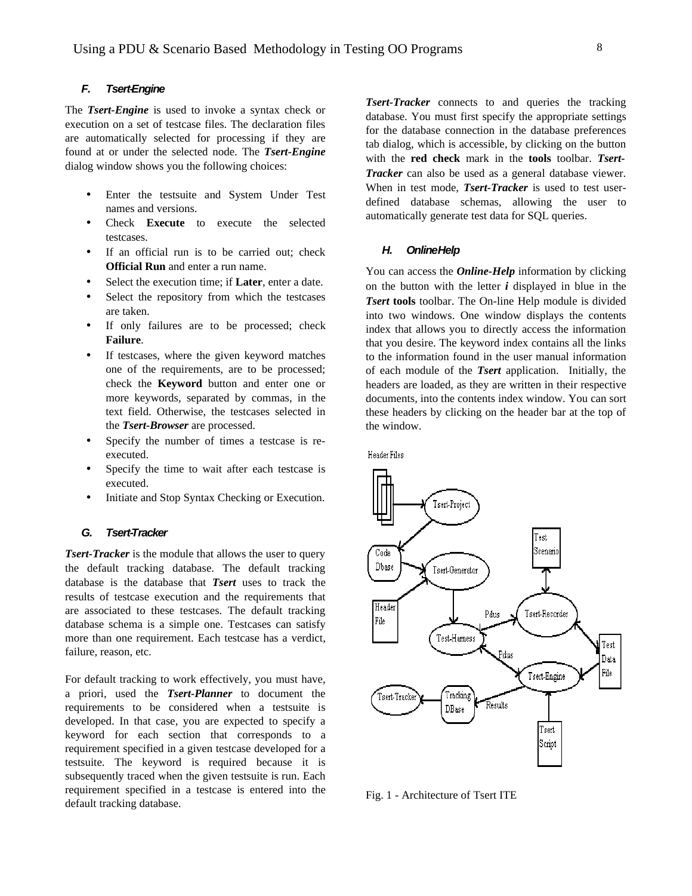### *F. Tsert-Engine*

The ***Tsert-Engine*** is used to invoke a syntax check or execution on a set of testcase files. The declaration files are automatically selected for processing if they are found at or under the selected node. The ***Tsert-Engine*** dialog window shows you the following choices:

- Enter the testsuite and System Under Test names and versions.
- Check **Execute** to execute the selected testcases.
- If an official run is to be carried out; check **Official Run** and enter a run name.
- Select the execution time; if **Later**, enter a date.
- Select the repository from which the testcases are taken.
- If only failures are to be processed; check **Failure**.
- If testcases, where the given keyword matches one of the requirements, are to be processed; check the **Keyword** button and enter one or more keywords, separated by commas, in the text field. Otherwise, the testcases selected in the ***Tsert-Browser*** are processed.
- Specify the number of times a testcase is re-executed.
- Specify the time to wait after each testcase is executed.
- Initiate and Stop Syntax Checking or Execution.

### *G. Tsert-Tracker*

***Tsert-Tracker*** is the module that allows the user to query the default tracking database. The default tracking database is the database that ***Tsert*** uses to track the results of testcase execution and the requirements that are associated to these testcases. The default tracking database schema is a simple one. Testcases can satisfy more than one requirement. Each testcase has a verdict, failure, reason, etc.

For default tracking to work effectively, you must have, a priori, used the ***Tsert-Planner*** to document the requirements to be considered when a testsuite is developed. In that case, you are expected to specify a keyword for each section that corresponds to a requirement specified in a given testcase developed for a testsuite. The keyword is required because it is subsequently traced when the given testsuite is run. Each requirement specified in a testcase is entered into the default tracking database.

***Tsert-Tracker*** connects to and queries the tracking database. You must first specify the appropriate settings for the database connection in the database preferences tab dialog, which is accessible, by clicking on the button with the **red check** mark in the **tools** toolbar. ***Tsert-Tracker*** can also be used as a general database viewer. When in test mode, ***Tsert-Tracker*** is used to test user-defined database schemas, allowing the user to automatically generate test data for SQL queries.

### *H. OnlineHelp*

You can access the ***Online-Help*** information by clicking on the button with the letter ***i*** displayed in blue in the ***Tsert*** **tools** toolbar. The On-line Help module is divided into two windows. One window displays the contents index that allows you to directly access the information that you desire. The keyword index contains all the links to the information found in the user manual information of each module of the ***Tsert*** application. Initially, the headers are loaded, as they are written in their respective documents, into the contents index window. You can sort these headers by clicking on the header bar at the top of the window.

Fig. 1 - Architecture of Tsert ITE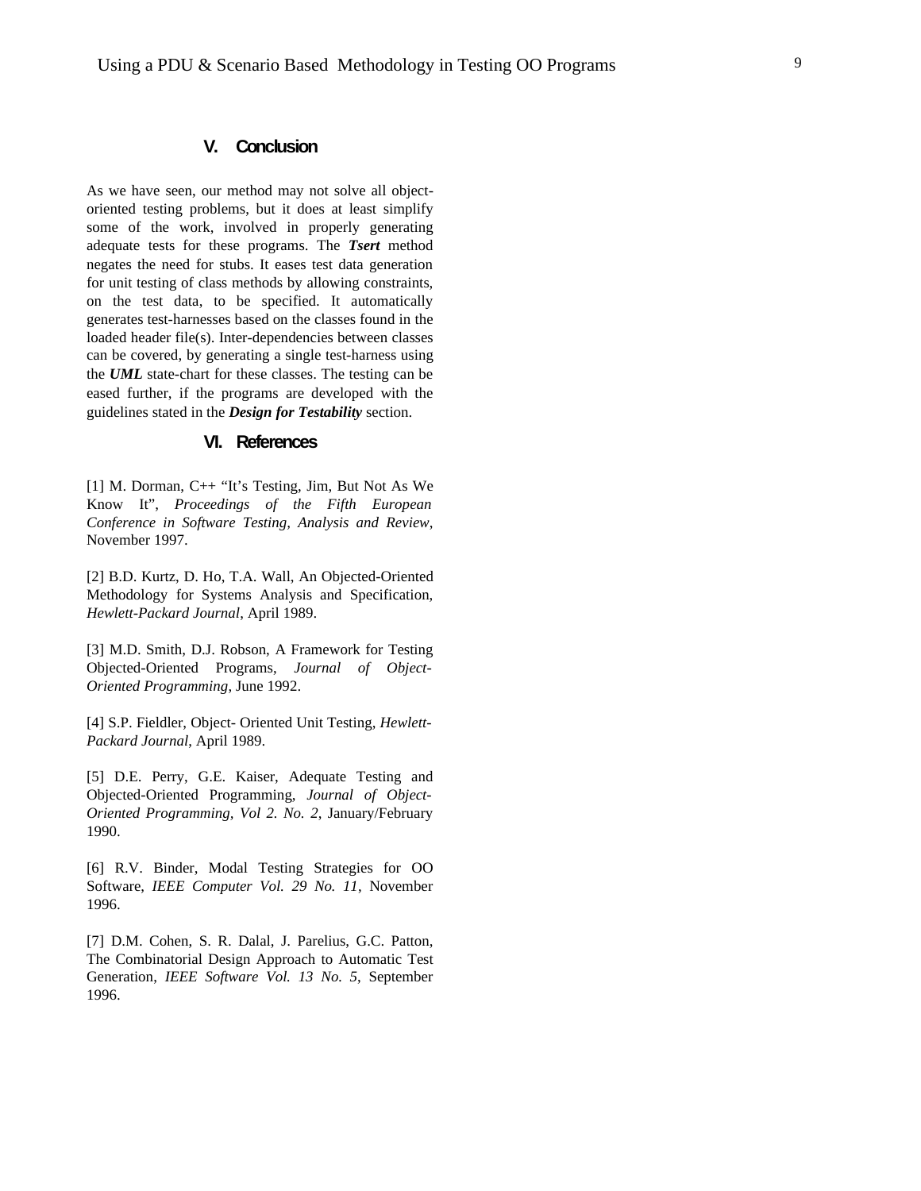## V. Conclusion

As we have seen, our method may not solve all object-oriented testing problems, but it does at least simplify some of the work, involved in properly generating adequate tests for these programs. The ***Tsert*** method negates the need for stubs. It eases test data generation for unit testing of class methods by allowing constraints, on the test data, to be specified. It automatically generates test-harnesses based on the classes found in the loaded header file(s). Inter-dependencies between classes can be covered, by generating a single test-harness using the ***UML*** state-chart for these classes. The testing can be eased further, if the programs are developed with the guidelines stated in the ***Design for Testability*** section.

## VI. References

[1] M. Dorman, C++ "It's Testing, Jim, But Not As We Know It", *Proceedings of the Fifth European Conference in Software Testing, Analysis and Review*, November 1997.

[2] B.D. Kurtz, D. Ho, T.A. Wall, An Objected-Oriented Methodology for Systems Analysis and Specification, *Hewlett-Packard Journal*, April 1989.

[3] M.D. Smith, D.J. Robson, A Framework for Testing Objected-Oriented Programs, *Journal of Object-Oriented Programming*, June 1992.

[4] S.P. Fieldler, Object- Oriented Unit Testing, *Hewlett-Packard Journal*, April 1989.

[5] D.E. Perry, G.E. Kaiser, Adequate Testing and Objected-Oriented Programming, *Journal of Object-Oriented Programming, Vol 2. No. 2*, January/February 1990.

[6] R.V. Binder, Modal Testing Strategies for OO Software, *IEEE Computer Vol. 29 No. 11*, November 1996.

[7] D.M. Cohen, S. R. Dalal, J. Parelius, G.C. Patton, The Combinatorial Design Approach to Automatic Test Generation, *IEEE Software Vol. 13 No. 5*, September 1996.